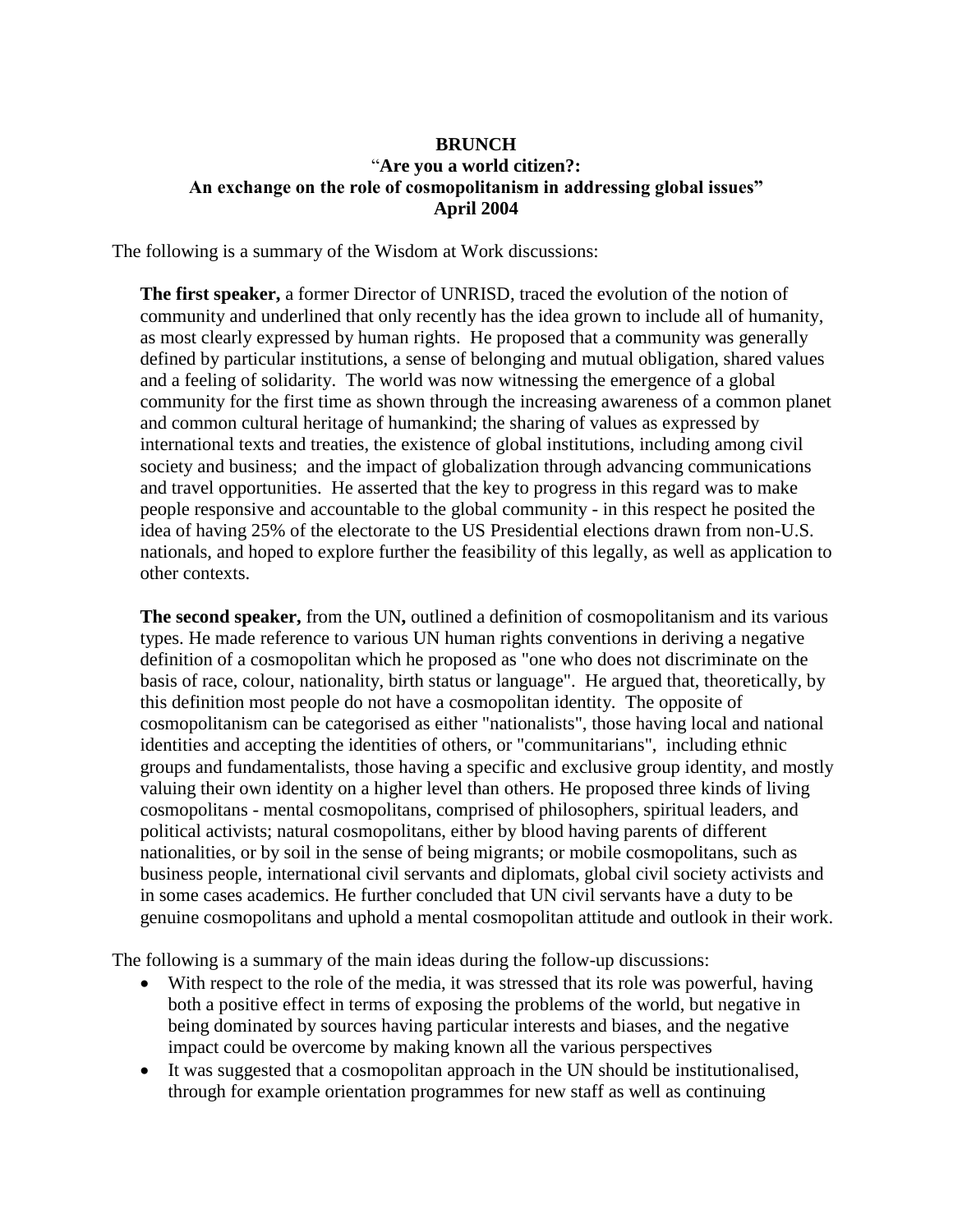**BRUNCH**

"**Are you a world citizen?: An exchange on the role of cosmopolitanism in addressing global issues" April 2004**

The following is a summary of the Wisdom at Work discussions:

**The first speaker,** a former Director of UNRISD, traced the evolution of the notion of community and underlined that only recently has the idea grown to include all of humanity, as most clearly expressed by human rights. He proposed that a community was generally defined by particular institutions, a sense of belonging and mutual obligation, shared values and a feeling of solidarity. The world was now witnessing the emergence of a global community for the first time as shown through the increasing awareness of a common planet and common cultural heritage of humankind; the sharing of values as expressed by international texts and treaties, the existence of global institutions, including among civil society and business; and the impact of globalization through advancing communications and travel opportunities. He asserted that the key to progress in this regard was to make people responsive and accountable to the global community - in this respect he posited the idea of having 25% of the electorate to the US Presidential elections drawn from non-U.S. nationals, and hoped to explore further the feasibility of this legally, as well as application to other contexts.

**The second speaker,** from the UN**,** outlined a definition of cosmopolitanism and its various types. He made reference to various UN human rights conventions in deriving a negative definition of a cosmopolitan which he proposed as "one who does not discriminate on the basis of race, colour, nationality, birth status or language". He argued that, theoretically, by this definition most people do not have a cosmopolitan identity. The opposite of cosmopolitanism can be categorised as either "nationalists", those having local and national identities and accepting the identities of others, or "communitarians", including ethnic groups and fundamentalists, those having a specific and exclusive group identity, and mostly valuing their own identity on a higher level than others. He proposed three kinds of living cosmopolitans - mental cosmopolitans, comprised of philosophers, spiritual leaders, and political activists; natural cosmopolitans, either by blood having parents of different nationalities, or by soil in the sense of being migrants; or mobile cosmopolitans, such as business people, international civil servants and diplomats, global civil society activists and in some cases academics. He further concluded that UN civil servants have a duty to be genuine cosmopolitans and uphold a mental cosmopolitan attitude and outlook in their work.

The following is a summary of the main ideas during the follow-up discussions:

- With respect to the role of the media, it was stressed that its role was powerful, having both a positive effect in terms of exposing the problems of the world, but negative in being dominated by sources having particular interests and biases, and the negative impact could be overcome by making known all the various perspectives
- It was suggested that a cosmopolitan approach in the UN should be institutionalised, through for example orientation programmes for new staff as well as continuing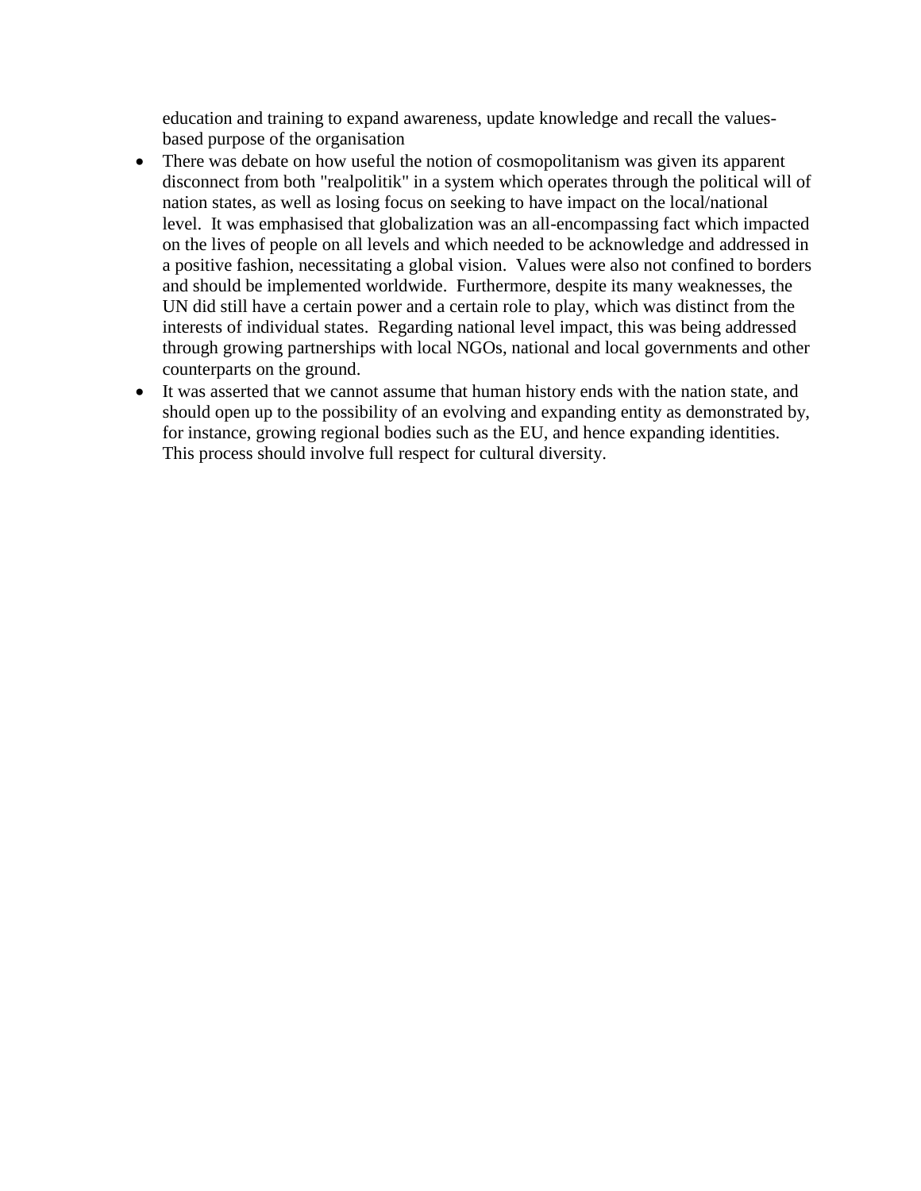education and training to expand awareness, update knowledge and recall the values-based purpose of the organisation

- There was debate on how useful the notion of cosmopolitanism was given its apparent disconnect from both "realpolitik" in a system which operates through the political will of nation states, as well as losing focus on seeking to have impact on the local/national level. It was emphasised that globalization was an all-encompassing fact which impacted on the lives of people on all levels and which needed to be acknowledge and addressed in a positive fashion, necessitating a global vision. Values were also not confined to borders and should be implemented worldwide. Furthermore, despite its many weaknesses, the UN did still have a certain power and a certain role to play, which was distinct from the interests of individual states. Regarding national level impact, this was being addressed through growing partnerships with local NGOs, national and local governments and other counterparts on the ground.
- It was asserted that we cannot assume that human history ends with the nation state, and should open up to the possibility of an evolving and expanding entity as demonstrated by, for instance, growing regional bodies such as the EU, and hence expanding identities. This process should involve full respect for cultural diversity.